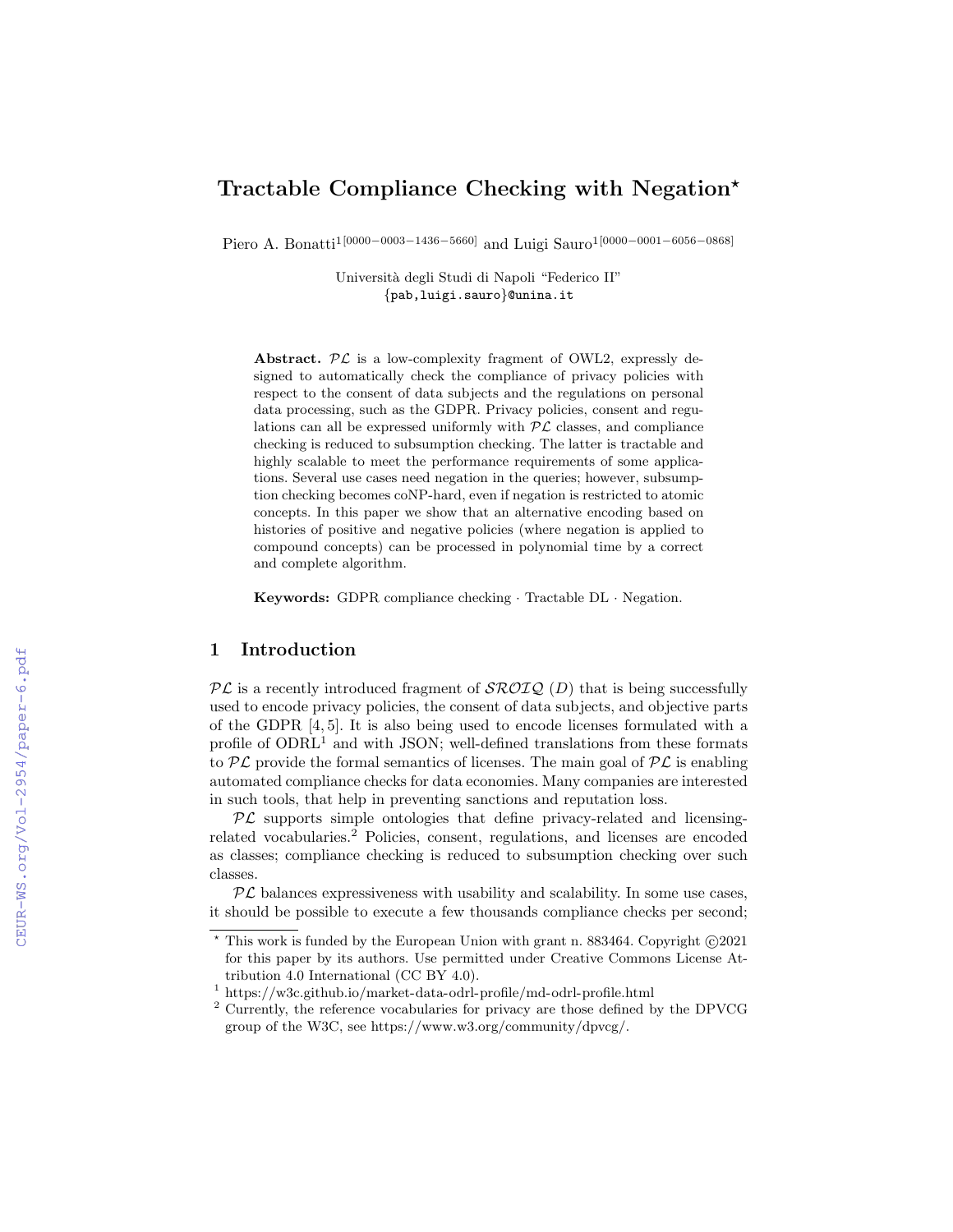# Tractable Compliance Checking with Negation*

Piero A. Bonatti[1][0000−0003−1436−5660] and Luigi Sauro[1][0000−0001−6056−0868]

Università degli Studi di Napoli "Federico II"
{pab,luigi.sauro}@unina.it

**Abstract.** $\mathcal{PL}$ is a low-complexity fragment of OWL2, expressly designed to automatically check the compliance of privacy policies with respect to the consent of data subjects and the regulations on personal data processing, such as the GDPR. Privacy policies, consent and regulations can all be expressed uniformly with $\mathcal{PL}$ classes, and compliance checking is reduced to subsumption checking. The latter is tractable and highly scalable to meet the performance requirements of some applications. Several use cases need negation in the queries; however, subsumption checking becomes coNP-hard, even if negation is restricted to atomic concepts. In this paper we show that an alternative encoding based on histories of positive and negative policies (where negation is applied to compound concepts) can be processed in polynomial time by a correct and complete algorithm.

**Keywords:** GDPR compliance checking · Tractable DL · Negation.

## 1 Introduction

$\mathcal{PL}$ is a recently introduced fragment of $\mathcal{SROIQ}$ $(D)$ that is being successfully used to encode privacy policies, the consent of data subjects, and objective parts of the GDPR [4, 5]. It is also being used to encode licenses formulated with a profile of ODRL[1] and with JSON; well-defined translations from these formats to $\mathcal{PL}$ provide the formal semantics of licenses. The main goal of $\mathcal{PL}$ is enabling automated compliance checks for data economies. Many companies are interested in such tools, that help in preventing sanctions and reputation loss.

$\mathcal{PL}$ supports simple ontologies that define privacy-related and licensing-related vocabularies.[2] Policies, consent, regulations, and licenses are encoded as classes; compliance checking is reduced to subsumption checking over such classes.

$\mathcal{PL}$ balances expressiveness with usability and scalability. In some use cases, it should be possible to execute a few thousands compliance checks per second;

---

* This work is funded by the European Union with grant n. 883464. Copyright ©2021 for this paper by its authors. Use permitted under Creative Commons License Attribution 4.0 International (CC BY 4.0).

[1] https://w3c.github.io/market-data-odrl-profile/md-odrl-profile.html

[2] Currently, the reference vocabularies for privacy are those defined by the DPVCG group of the W3C, see https://www.w3.org/community/dpvcg/.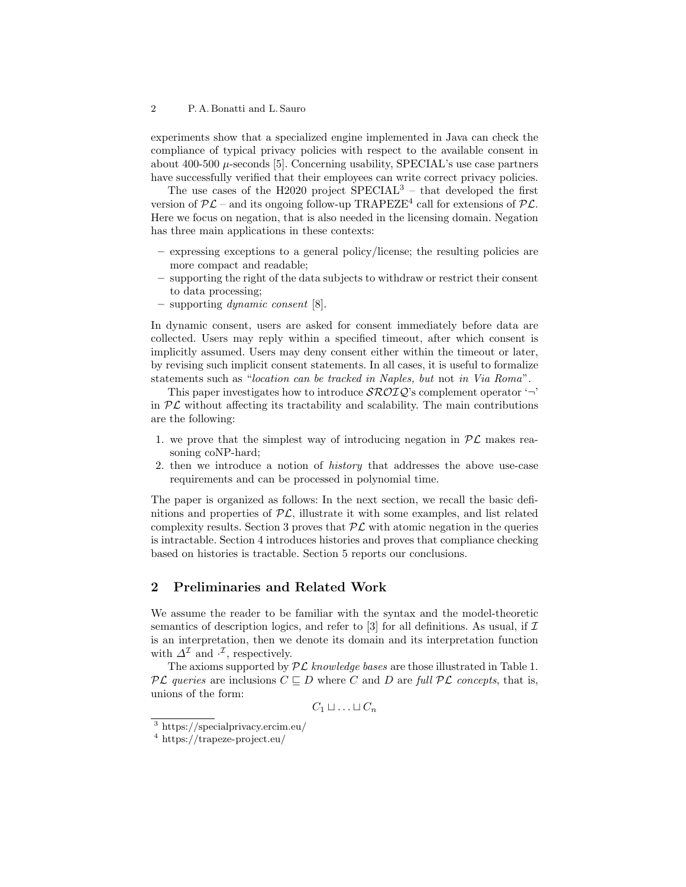experiments show that a specialized engine implemented in Java can check the compliance of typical privacy policies with respect to the available consent in about 400-500 $\mu$-seconds [5]. Concerning usability, SPECIAL's use case partners have successfully verified that their employees can write correct privacy policies.

The use cases of the H2020 project SPECIAL[3] – that developed the first version of $\mathcal{PL}$ – and its ongoing follow-up TRAPEZE[4] call for extensions of $\mathcal{PL}$. Here we focus on negation, that is also needed in the licensing domain. Negation has three main applications in these contexts:

– expressing exceptions to a general policy/license; the resulting policies are more compact and readable;
– supporting the right of the data subjects to withdraw or restrict their consent to data processing;
– supporting *dynamic consent* [8].

In dynamic consent, users are asked for consent immediately before data are collected. Users may reply within a specified timeout, after which consent is implicitly assumed. Users may deny consent either within the timeout or later, by revising such implicit consent statements. In all cases, it is useful to formalize statements such as "*location can be tracked in Naples, but* not *in Via Roma*".

This paper investigates how to introduce $\mathcal{SROIQ}$'s complement operator '$\neg$' in $\mathcal{PL}$ without affecting its tractability and scalability. The main contributions are the following:

1. we prove that the simplest way of introducing negation in $\mathcal{PL}$ makes reasoning coNP-hard;
2. then we introduce a notion of *history* that addresses the above use-case requirements and can be processed in polynomial time.

The paper is organized as follows: In the next section, we recall the basic definitions and properties of $\mathcal{PL}$, illustrate it with some examples, and list related complexity results. Section 3 proves that $\mathcal{PL}$ with atomic negation in the queries is intractable. Section 4 introduces histories and proves that compliance checking based on histories is tractable. Section 5 reports our conclusions.

## 2 Preliminaries and Related Work

We assume the reader to be familiar with the syntax and the model-theoretic semantics of description logics, and refer to [3] for all definitions. As usual, if $\mathcal{I}$ is an interpretation, then we denote its domain and its interpretation function with $\Delta^{\mathcal{I}}$ and $\cdot^{\mathcal{I}}$, respectively.

The axioms supported by $\mathcal{PL}$ *knowledge bases* are those illustrated in Table 1. $\mathcal{PL}$ *queries* are inclusions $C \sqsubseteq D$ where $C$ and $D$ are *full* $\mathcal{PL}$ *concepts*, that is, unions of the form:

$$C_1 \sqcup \ldots \sqcup C_n$$

[3] https://specialprivacy.ercim.eu/

[4] https://trapeze-project.eu/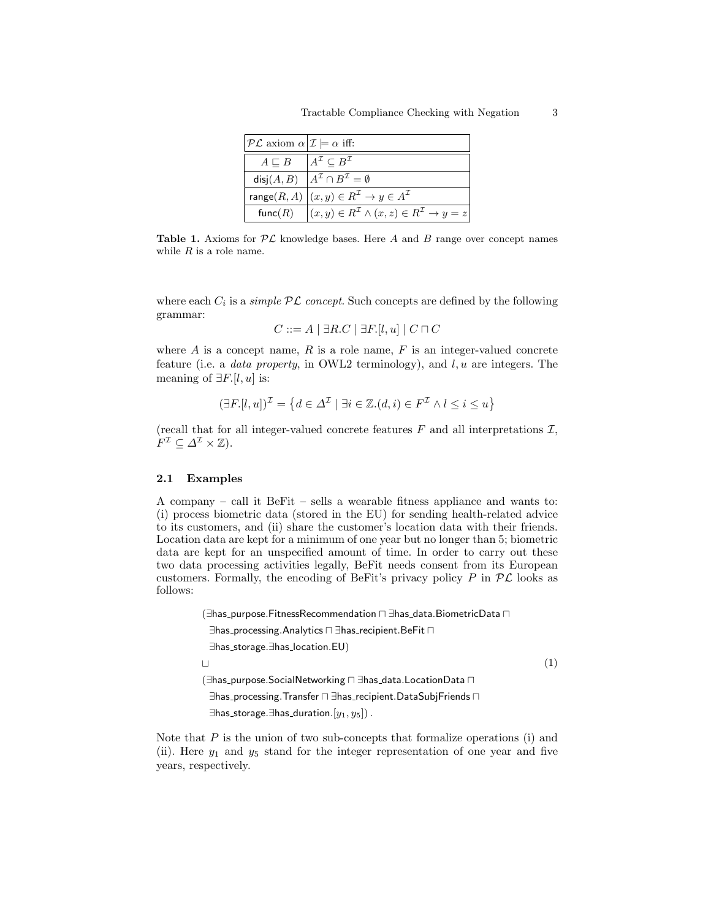| $\mathcal{PL}$ axiom $\alpha$ | $\mathcal{I} \models \alpha$ iff: |
|---|---|
| $A \sqsubseteq B$ | $A^{\mathcal{I}} \subseteq B^{\mathcal{I}}$ |
| $\mathsf{disj}(A, B)$ | $A^{\mathcal{I}} \cap B^{\mathcal{I}} = \emptyset$ |
| $\mathsf{range}(R, A)$ | $(x, y) \in R^{\mathcal{I}} \rightarrow y \in A^{\mathcal{I}}$ |
| $\mathsf{func}(R)$ | $(x, y) \in R^{\mathcal{I}} \wedge (x, z) \in R^{\mathcal{I}} \rightarrow y = z$ |

**Table 1.** Axioms for $\mathcal{PL}$ knowledge bases. Here $A$ and $B$ range over concept names while $R$ is a role name.

where each $C_i$ is a *simple $\mathcal{PL}$ concept*. Such concepts are defined by the following grammar:

$$C ::= A \mid \exists R.C \mid \exists F.[l, u] \mid C \sqcap C$$

where $A$ is a concept name, $R$ is a role name, $F$ is an integer-valued concrete feature (i.e. a *data property*, in OWL2 terminology), and $l, u$ are integers. The meaning of $\exists F.[l, u]$ is:

$$(\exists F.[l, u])^{\mathcal{I}} = \left\{ d \in \Delta^{\mathcal{I}} \mid \exists i \in \mathbb{Z}.(d, i) \in F^{\mathcal{I}} \wedge l \leq i \leq u \right\}$$

(recall that for all integer-valued concrete features $F$ and all interpretations $\mathcal{I}$, $F^{\mathcal{I}} \subseteq \Delta^{\mathcal{I}} \times \mathbb{Z}$).

### 2.1 Examples

A company – call it BeFit – sells a wearable fitness appliance and wants to: (i) process biometric data (stored in the EU) for sending health-related advice to its customers, and (ii) share the customer's location data with their friends. Location data are kept for a minimum of one year but no longer than 5; biometric data are kept for an unspecified amount of time. In order to carry out these two data processing activities legally, BeFit needs consent from its European customers. Formally, the encoding of BeFit's privacy policy $P$ in $\mathcal{PL}$ looks as follows:

$$
\begin{aligned}
&(\exists \mathsf{has\_purpose}.\mathsf{FitnessRecommendation} \sqcap \exists \mathsf{has\_data}.\mathsf{BiometricData} \sqcap \\
&\quad \exists \mathsf{has\_processing}.\mathsf{Analytics} \sqcap \exists \mathsf{has\_recipient}.\mathsf{BeFit} \sqcap \\
&\quad \exists \mathsf{has\_storage}.\exists \mathsf{has\_location}.\mathsf{EU}) \\
&\sqcup \qquad\qquad\qquad\qquad\qquad\qquad\qquad\qquad\qquad\qquad\qquad\qquad (1) \\
&(\exists \mathsf{has\_purpose}.\mathsf{SocialNetworking} \sqcap \exists \mathsf{has\_data}.\mathsf{LocationData} \sqcap \\
&\quad \exists \mathsf{has\_processing}.\mathsf{Transfer} \sqcap \exists \mathsf{has\_recipient}.\mathsf{DataSubjFriends} \sqcap \\
&\quad \exists \mathsf{has\_storage}.\exists \mathsf{has\_duration}.[y_1, y_5])\,.
\end{aligned}
$$

Note that $P$ is the union of two sub-concepts that formalize operations (i) and (ii). Here $y_1$ and $y_5$ stand for the integer representation of one year and five years, respectively.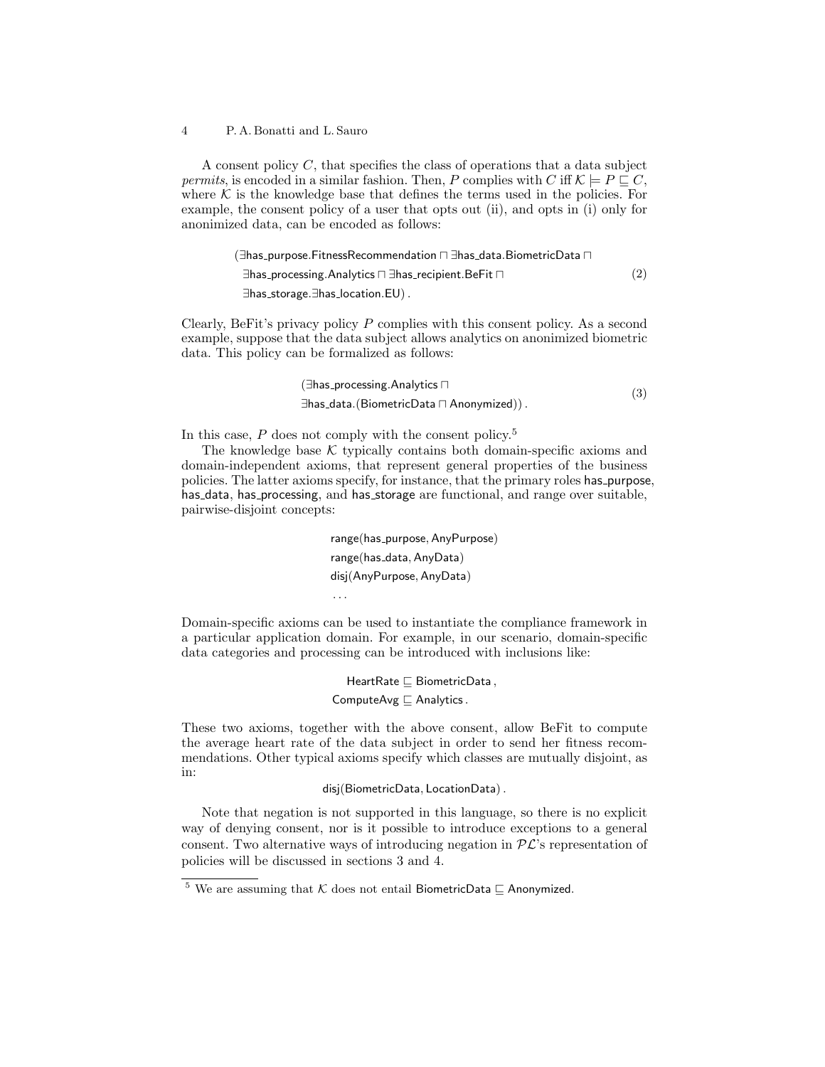A consent policy $C$, that specifies the class of operations that a data subject *permits*, is encoded in a similar fashion. Then, $P$ complies with $C$ iff $\mathcal{K} \models P \sqsubseteq C$, where $\mathcal{K}$ is the knowledge base that defines the terms used in the policies. For example, the consent policy of a user that opts out (ii), and opts in (i) only for anonimized data, can be encoded as follows:

$$
\begin{aligned}
(&\exists \mathsf{has\_purpose}.\mathsf{FitnessRecommendation} \sqcap \exists \mathsf{has\_data}.\mathsf{BiometricData} \sqcap \\
&\exists \mathsf{has\_processing}.\mathsf{Analytics} \sqcap \exists \mathsf{has\_recipient}.\mathsf{BeFit} \sqcap \\
&\exists \mathsf{has\_storage}.\exists \mathsf{has\_location}.\mathsf{EU})\,.
\end{aligned} \tag{2}
$$

Clearly, BeFit's privacy policy $P$ complies with this consent policy. As a second example, suppose that the data subject allows analytics on anonimized biometric data. This policy can be formalized as follows:

$$
\begin{aligned}
(&\exists \mathsf{has\_processing}.\mathsf{Analytics} \sqcap \\
&\exists \mathsf{has\_data}.(\mathsf{BiometricData} \sqcap \mathsf{Anonymized}))\,.
\end{aligned} \tag{3}
$$

In this case, $P$ does not comply with the consent policy.[5]

The knowledge base $\mathcal{K}$ typically contains both domain-specific axioms and domain-independent axioms, that represent general properties of the business policies. The latter axioms specify, for instance, that the primary roles has_purpose, has_data, has_processing, and has_storage are functional, and range over suitable, pairwise-disjoint concepts:

$$
\begin{aligned}
&\mathsf{range}(\mathsf{has\_purpose}, \mathsf{AnyPurpose}) \\
&\mathsf{range}(\mathsf{has\_data}, \mathsf{AnyData}) \\
&\mathsf{disj}(\mathsf{AnyPurpose}, \mathsf{AnyData}) \\
&\ldots
\end{aligned}
$$

Domain-specific axioms can be used to instantiate the compliance framework in a particular application domain. For example, in our scenario, domain-specific data categories and processing can be introduced with inclusions like:

$$
\begin{aligned}
\mathsf{HeartRate} &\sqsubseteq \mathsf{BiometricData}\,, \\
\mathsf{ComputeAvg} &\sqsubseteq \mathsf{Analytics}\,.
\end{aligned}
$$

These two axioms, together with the above consent, allow BeFit to compute the average heart rate of the data subject in order to send her fitness recommendations. Other typical axioms specify which classes are mutually disjoint, as in:

$$
\mathsf{disj}(\mathsf{BiometricData}, \mathsf{LocationData})\,.
$$

Note that negation is not supported in this language, so there is no explicit way of denying consent, nor is it possible to introduce exceptions to a general consent. Two alternative ways of introducing negation in $\mathcal{PL}$'s representation of policies will be discussed in sections 3 and 4.

---

[5] We are assuming that $\mathcal{K}$ does not entail $\mathsf{BiometricData} \sqsubseteq \mathsf{Anonymized}$.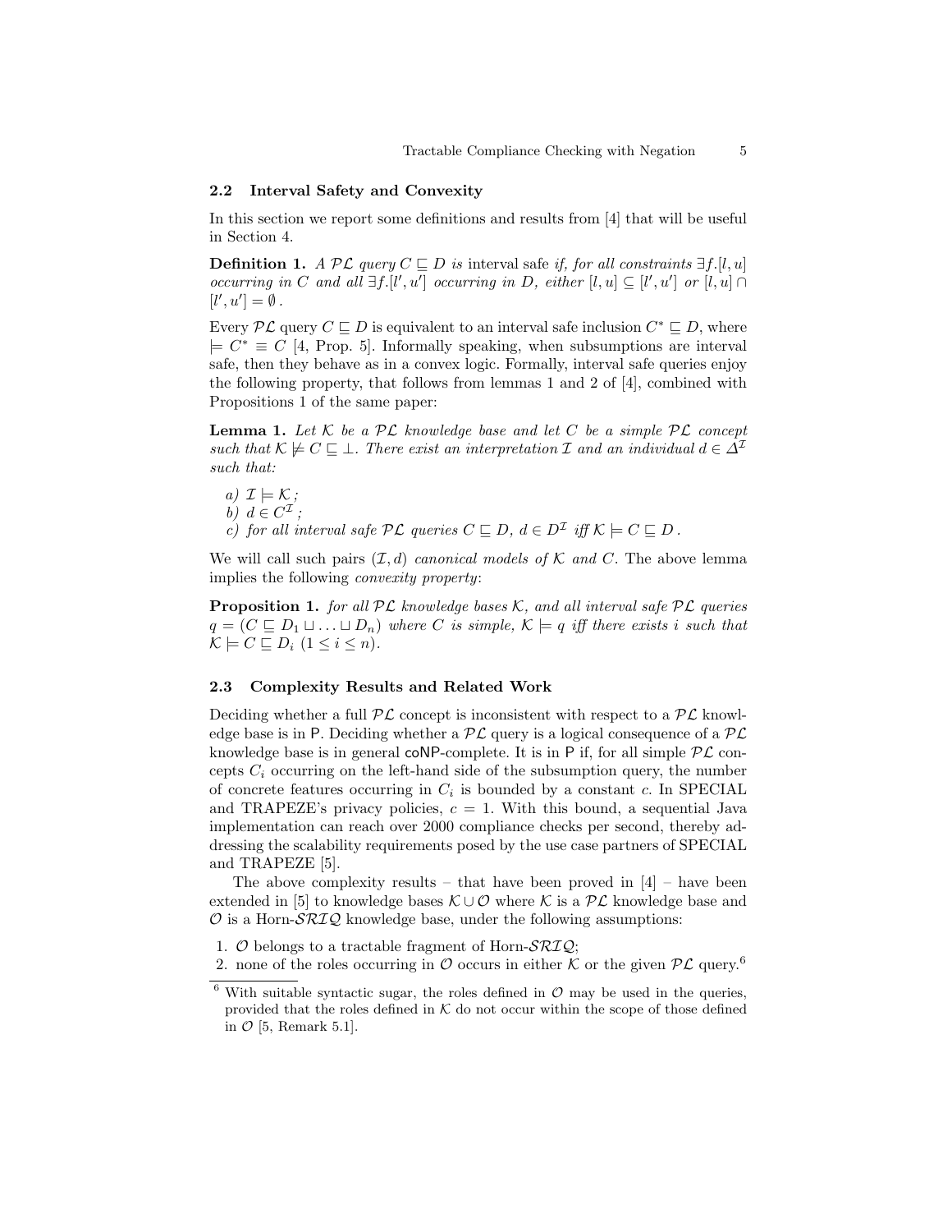### 2.2 Interval Safety and Convexity

In this section we report some definitions and results from [4] that will be useful in Section 4.

**Definition 1.** *A $\mathcal{PL}$ query $C \sqsubseteq D$ is* interval safe *if, for all constraints $\exists f.[l, u]$ occurring in $C$ and all $\exists f.[l', u']$ occurring in $D$, either $[l, u] \subseteq [l', u']$ or $[l, u] \cap [l', u'] = \emptyset$ .*

Every $\mathcal{PL}$ query $C \sqsubseteq D$ is equivalent to an interval safe inclusion $C^* \sqsubseteq D$, where $\models C^* \equiv C$ [4, Prop. 5]. Informally speaking, when subsumptions are interval safe, then they behave as in a convex logic. Formally, interval safe queries enjoy the following property, that follows from lemmas 1 and 2 of [4], combined with Propositions 1 of the same paper:

**Lemma 1.** *Let $\mathcal{K}$ be a $\mathcal{PL}$ knowledge base and let $C$ be a simple $\mathcal{PL}$ concept such that $\mathcal{K} \not\models C \sqsubseteq \bot$. There exist an interpretation $\mathcal{I}$ and an individual $d \in \Delta^{\mathcal{I}}$ such that:*

*a) $\mathcal{I} \models \mathcal{K}$ ;*
*b) $d \in C^{\mathcal{I}}$ ;*
*c) for all interval safe $\mathcal{PL}$ queries $C \sqsubseteq D$, $d \in D^{\mathcal{I}}$ iff $\mathcal{K} \models C \sqsubseteq D$ .*

We will call such pairs $(\mathcal{I}, d)$ *canonical models of* $\mathcal{K}$ *and* $C$. The above lemma implies the following *convexity property*:

**Proposition 1.** *for all $\mathcal{PL}$ knowledge bases $\mathcal{K}$, and all interval safe $\mathcal{PL}$ queries $q = (C \sqsubseteq D_1 \sqcup \ldots \sqcup D_n)$ where $C$ is simple, $\mathcal{K} \models q$ iff there exists $i$ such that $\mathcal{K} \models C \sqsubseteq D_i$ $(1 \leq i \leq n)$.*

### 2.3 Complexity Results and Related Work

Deciding whether a full $\mathcal{PL}$ concept is inconsistent with respect to a $\mathcal{PL}$ knowledge base is in P. Deciding whether a $\mathcal{PL}$ query is a logical consequence of a $\mathcal{PL}$ knowledge base is in general coNP-complete. It is in P if, for all simple $\mathcal{PL}$ concepts $C_i$ occurring on the left-hand side of the subsumption query, the number of concrete features occurring in $C_i$ is bounded by a constant $c$. In SPECIAL and TRAPEZE's privacy policies, $c = 1$. With this bound, a sequential Java implementation can reach over 2000 compliance checks per second, thereby addressing the scalability requirements posed by the use case partners of SPECIAL and TRAPEZE [5].

The above complexity results – that have been proved in [4] – have been extended in [5] to knowledge bases $\mathcal{K} \cup \mathcal{O}$ where $\mathcal{K}$ is a $\mathcal{PL}$ knowledge base and $\mathcal{O}$ is a Horn-$\mathcal{SRIQ}$ knowledge base, under the following assumptions:

1. $\mathcal{O}$ belongs to a tractable fragment of Horn-$\mathcal{SRIQ}$;
2. none of the roles occurring in $\mathcal{O}$ occurs in either $\mathcal{K}$ or the given $\mathcal{PL}$ query.[6]

[6] With suitable syntactic sugar, the roles defined in $\mathcal{O}$ may be used in the queries, provided that the roles defined in $\mathcal{K}$ do not occur within the scope of those defined in $\mathcal{O}$ [5, Remark 5.1].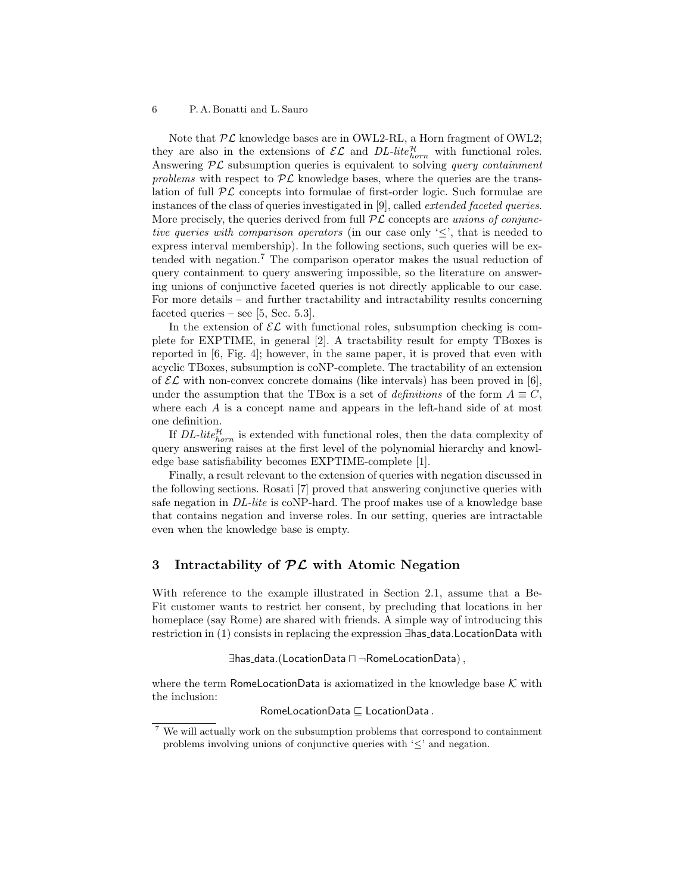Note that $\mathcal{PL}$ knowledge bases are in OWL2-RL, a Horn fragment of OWL2; they are also in the extensions of $\mathcal{EL}$ and $DL\text{-}lite^{\mathcal{H}}_{horn}$ with functional roles. Answering $\mathcal{PL}$ subsumption queries is equivalent to solving *query containment problems* with respect to $\mathcal{PL}$ knowledge bases, where the queries are the translation of full $\mathcal{PL}$ concepts into formulae of first-order logic. Such formulae are instances of the class of queries investigated in [9], called *extended faceted queries*. More precisely, the queries derived from full $\mathcal{PL}$ concepts are *unions of conjunctive queries with comparison operators* (in our case only '$\leq$', that is needed to express interval membership). In the following sections, such queries will be extended with negation.[7] The comparison operator makes the usual reduction of query containment to query answering impossible, so the literature on answering unions of conjunctive faceted queries is not directly applicable to our case. For more details – and further tractability and intractability results concerning faceted queries – see [5, Sec. 5.3].

In the extension of $\mathcal{EL}$ with functional roles, subsumption checking is complete for EXPTIME, in general [2]. A tractability result for empty TBoxes is reported in [6, Fig. 4]; however, in the same paper, it is proved that even with acyclic TBoxes, subsumption is coNP-complete. The tractability of an extension of $\mathcal{EL}$ with non-convex concrete domains (like intervals) has been proved in [6], under the assumption that the TBox is a set of *definitions* of the form $A \equiv C$, where each $A$ is a concept name and appears in the left-hand side of at most one definition.

If $DL\text{-}lite^{\mathcal{H}}_{horn}$ is extended with functional roles, then the data complexity of query answering raises at the first level of the polynomial hierarchy and knowledge base satisfiability becomes EXPTIME-complete [1].

Finally, a result relevant to the extension of queries with negation discussed in the following sections. Rosati [7] proved that answering conjunctive queries with safe negation in *DL-lite* is coNP-hard. The proof makes use of a knowledge base that contains negation and inverse roles. In our setting, queries are intractable even when the knowledge base is empty.

## 3 Intractability of $\mathcal{PL}$ with Atomic Negation

With reference to the example illustrated in Section 2.1, assume that a Be-Fit customer wants to restrict her consent, by precluding that locations in her homeplace (say Rome) are shared with friends. A simple way of introducing this restriction in (1) consists in replacing the expression $\exists\mathsf{has\_data}.\mathsf{LocationData}$ with

$$\exists\mathsf{has\_data}.(\mathsf{LocationData} \sqcap \neg\mathsf{RomeLocationData}),$$

where the term $\mathsf{RomeLocationData}$ is axiomatized in the knowledge base $\mathcal{K}$ with the inclusion:

$$\mathsf{RomeLocationData} \sqsubseteq \mathsf{LocationData}.$$

[7] We will actually work on the subsumption problems that correspond to containment problems involving unions of conjunctive queries with '$\leq$' and negation.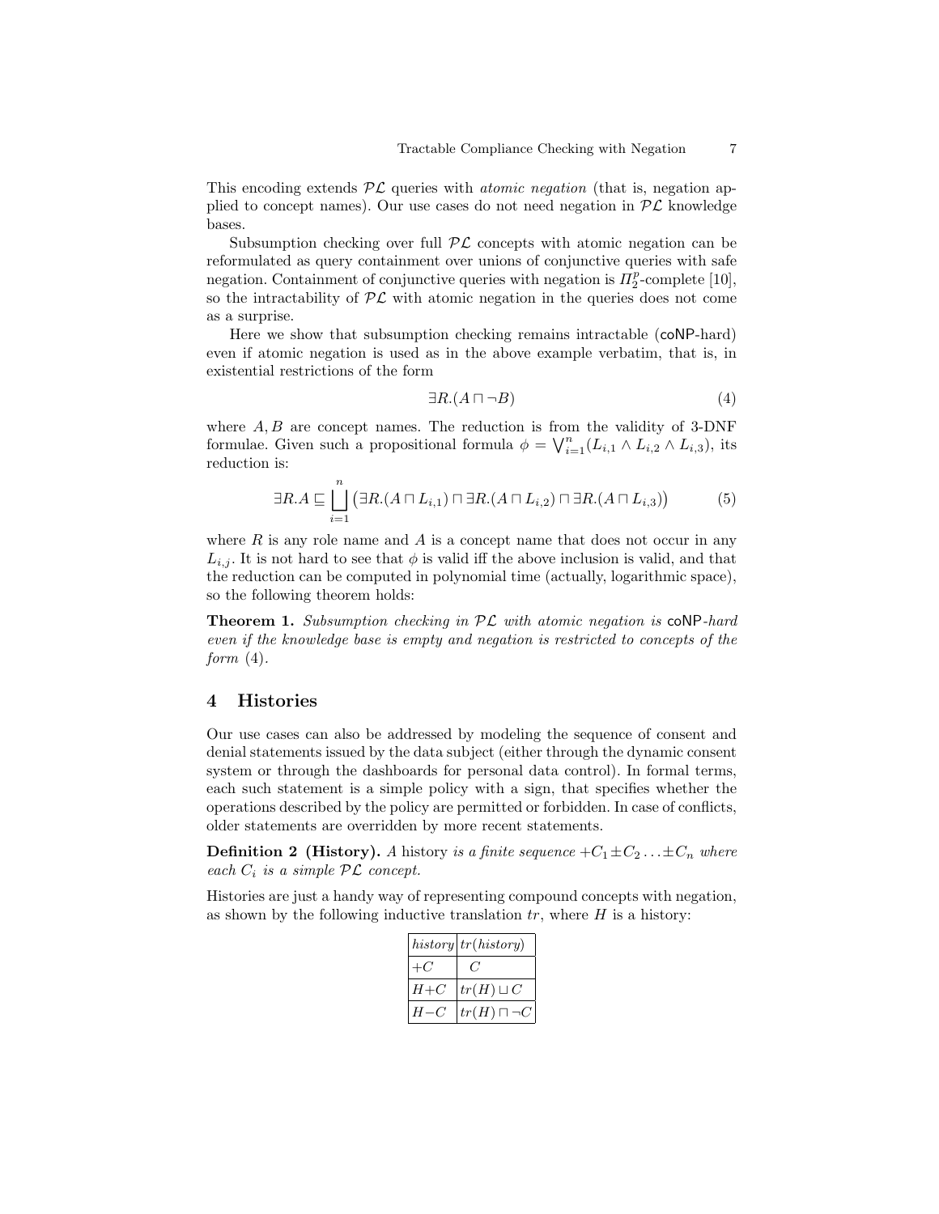This encoding extends $\mathcal{PL}$ queries with *atomic negation* (that is, negation applied to concept names). Our use cases do not need negation in $\mathcal{PL}$ knowledge bases.

Subsumption checking over full $\mathcal{PL}$ concepts with atomic negation can be reformulated as query containment over unions of conjunctive queries with safe negation. Containment of conjunctive queries with negation is $\Pi^p_2$-complete [10], so the intractability of $\mathcal{PL}$ with atomic negation in the queries does not come as a surprise.

Here we show that subsumption checking remains intractable (coNP-hard) even if atomic negation is used as in the above example verbatim, that is, in existential restrictions of the form

$$\exists R.(A \sqcap \neg B) \tag{4}$$

where $A, B$ are concept names. The reduction is from the validity of 3-DNF formulae. Given such a propositional formula $\phi = \bigvee_{i=1}^{n}(L_{i,1} \wedge L_{i,2} \wedge L_{i,3})$, its reduction is:

$$\exists R.A \sqsubseteq \bigsqcup_{i=1}^{n} \big(\exists R.(A \sqcap L_{i,1}) \sqcap \exists R.(A \sqcap L_{i,2}) \sqcap \exists R.(A \sqcap L_{i,3})\big) \tag{5}$$

where $R$ is any role name and $A$ is a concept name that does not occur in any $L_{i,j}$. It is not hard to see that $\phi$ is valid iff the above inclusion is valid, and that the reduction can be computed in polynomial time (actually, logarithmic space), so the following theorem holds:

**Theorem 1.** *Subsumption checking in $\mathcal{PL}$ with atomic negation is* coNP*-hard even if the knowledge base is empty and negation is restricted to concepts of the form* (4).

## 4 Histories

Our use cases can also be addressed by modeling the sequence of consent and denial statements issued by the data subject (either through the dynamic consent system or through the dashboards for personal data control). In formal terms, each such statement is a simple policy with a sign, that specifies whether the operations described by the policy are permitted or forbidden. In case of conflicts, older statements are overridden by more recent statements.

**Definition 2 (History).** *A* history *is a finite sequence $+C_1 \pm C_2 \ldots \pm C_n$ where each $C_i$ is a simple $\mathcal{PL}$ concept.*

Histories are just a handy way of representing compound concepts with negation, as shown by the following inductive translation $tr$, where $H$ is a history:

| *history* | $tr$(*history*) |
|---|---|
| $+C$ | $C$ |
| $H+C$ | $tr(H) \sqcup C$ |
| $H-C$ | $tr(H) \sqcap \neg C$ |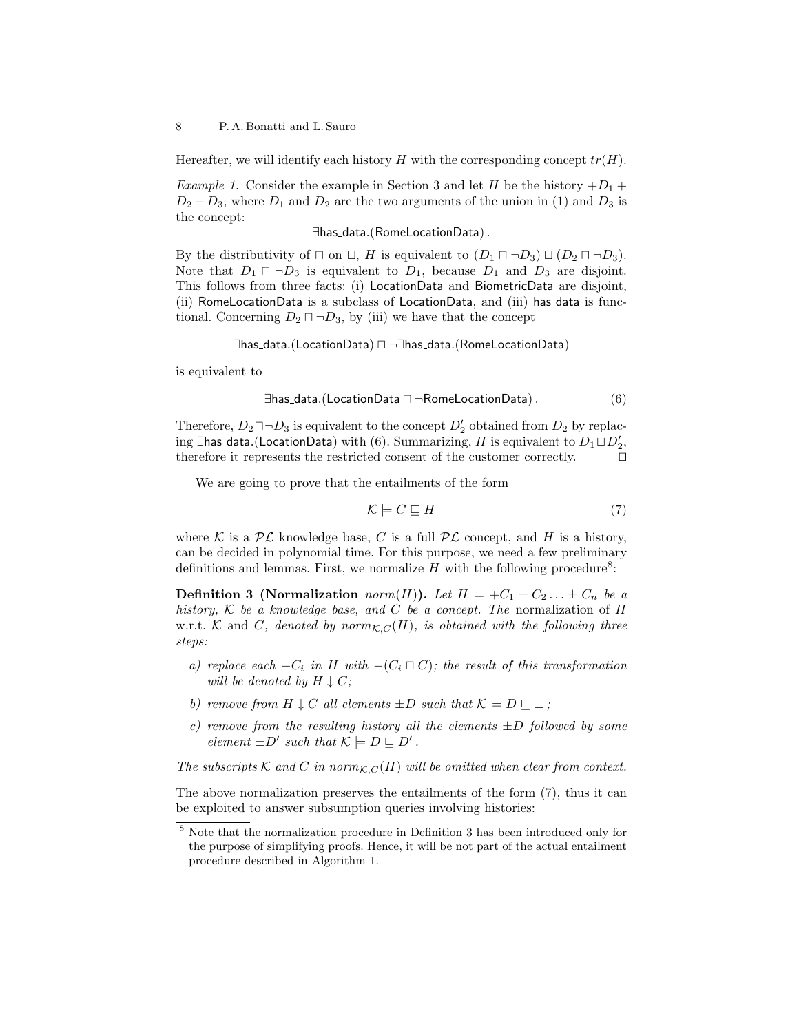Hereafter, we will identify each history $H$ with the corresponding concept $tr(H)$.

*Example 1.* Consider the example in Section 3 and let $H$ be the history $+D_1 + D_2 - D_3$, where $D_1$ and $D_2$ are the two arguments of the union in (1) and $D_3$ is the concept:

$$\exists \mathsf{has\_data}.(\mathsf{RomeLocationData})\,.$$

By the distributivity of $\sqcap$ on $\sqcup$, $H$ is equivalent to $(D_1 \sqcap \neg D_3) \sqcup (D_2 \sqcap \neg D_3)$. Note that $D_1 \sqcap \neg D_3$ is equivalent to $D_1$, because $D_1$ and $D_3$ are disjoint. This follows from three facts: (i) LocationData and BiometricData are disjoint, (ii) RomeLocationData is a subclass of LocationData, and (iii) has_data is functional. Concerning $D_2 \sqcap \neg D_3$, by (iii) we have that the concept

$$\exists \mathsf{has\_data}.(\mathsf{LocationData}) \sqcap \neg \exists \mathsf{has\_data}.(\mathsf{RomeLocationData})$$

is equivalent to

$$\exists \mathsf{has\_data}.(\mathsf{LocationData} \sqcap \neg \mathsf{RomeLocationData})\,. \tag{6}$$

Therefore, $D_2 \sqcap \neg D_3$ is equivalent to the concept $D_2'$ obtained from $D_2$ by replacing $\exists \mathsf{has\_data}.(\mathsf{LocationData})$ with (6). Summarizing, $H$ is equivalent to $D_1 \sqcup D_2'$, therefore it represents the restricted consent of the customer correctly. $\square$

We are going to prove that the entailments of the form

$$\mathcal{K} \models C \sqsubseteq H \tag{7}$$

where $\mathcal{K}$ is a $\mathcal{PL}$ knowledge base, $C$ is a full $\mathcal{PL}$ concept, and $H$ is a history, can be decided in polynomial time. For this purpose, we need a few preliminary definitions and lemmas. First, we normalize $H$ with the following procedure[8]:

**Definition 3 (Normalization $norm(H)$).** *Let $H = +C_1 \pm C_2 \ldots \pm C_n$ be a history, $\mathcal{K}$ be a knowledge base, and $C$ be a concept. The* normalization of $H$ *w.r.t. $\mathcal{K}$ and $C$, denoted by $norm_{\mathcal{K},C}(H)$, is obtained with the following three steps:*

- *a) replace each $-C_i$ in $H$ with $-(C_i \sqcap C)$; the result of this transformation will be denoted by $H \downarrow C$;*
- *b) remove from $H \downarrow C$ all elements $\pm D$ such that $\mathcal{K} \models D \sqsubseteq \bot$ ;*
- *c) remove from the resulting history all the elements $\pm D$ followed by some element $\pm D'$ such that $\mathcal{K} \models D \sqsubseteq D'$ .*

*The subscripts $\mathcal{K}$ and $C$ in $norm_{\mathcal{K},C}(H)$ will be omitted when clear from context.*

The above normalization preserves the entailments of the form (7), thus it can be exploited to answer subsumption queries involving histories:

[8] Note that the normalization procedure in Definition 3 has been introduced only for the purpose of simplifying proofs. Hence, it will be not part of the actual entailment procedure described in Algorithm 1.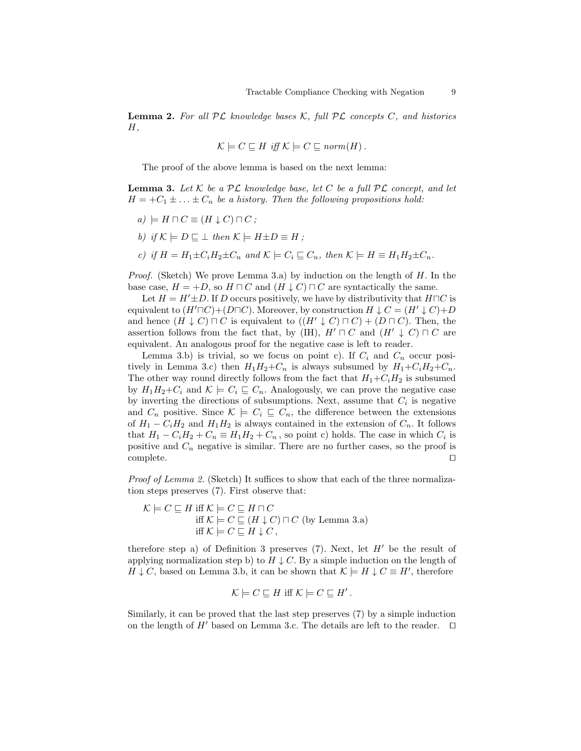**Lemma 2.** *For all $\mathcal{PL}$ knowledge bases $\mathcal{K}$, full $\mathcal{PL}$ concepts $C$, and histories $H$,*

$$\mathcal{K} \models C \sqsubseteq H \text{ iff } \mathcal{K} \models C \sqsubseteq norm(H)\,.$$

The proof of the above lemma is based on the next lemma:

**Lemma 3.** *Let $\mathcal{K}$ be a $\mathcal{PL}$ knowledge base, let $C$ be a full $\mathcal{PL}$ concept, and let $H = +C_1 \pm \ldots \pm C_n$ be a history. Then the following propositions hold:*

*a)* $\models H \sqcap C \equiv (H \downarrow C) \sqcap C$ *;*

*b)* *if* $\mathcal{K} \models D \sqsubseteq \bot$ *then* $\mathcal{K} \models H \pm D \equiv H$ *;*

*c)* *if* $H = H_1 \pm C_i H_2 \pm C_n$ *and* $\mathcal{K} \models C_i \sqsubseteq C_n$, *then* $\mathcal{K} \models H \equiv H_1 H_2 \pm C_n$.

*Proof.* (Sketch) We prove Lemma 3.a) by induction on the length of $H$. In the base case, $H = +D$, so $H \sqcap C$ and $(H \downarrow C) \sqcap C$ are syntactically the same.

Let $H = H' \pm D$. If $D$ occurs positively, we have by distributivity that $H \sqcap C$ is equivalent to $(H' \sqcap C) + (D \sqcap C)$. Moreover, by construction $H \downarrow C = (H' \downarrow C) + D$ and hence $(H \downarrow C) \sqcap C$ is equivalent to $((H' \downarrow C) \sqcap C) + (D \sqcap C)$. Then, the assertion follows from the fact that, by (IH), $H' \sqcap C$ and $(H' \downarrow C) \sqcap C$ are equivalent. An analogous proof for the negative case is left to reader.

Lemma 3.b) is trivial, so we focus on point c). If $C_i$ and $C_n$ occur positively in Lemma 3.c) then $H_1 H_2 + C_n$ is always subsumed by $H_1 + C_i H_2 + C_n$. The other way round directly follows from the fact that $H_1 + C_i H_2$ is subsumed by $H_1 H_2 + C_i$ and $\mathcal{K} \models C_i \sqsubseteq C_n$. Analogously, we can prove the negative case by inverting the directions of subsumptions. Next, assume that $C_i$ is negative and $C_n$ positive. Since $\mathcal{K} \models C_i \sqsubseteq C_n$, the difference between the extensions of $H_1 - C_i H_2$ and $H_1 H_2$ is always contained in the extension of $C_n$. It follows that $H_1 - C_i H_2 + C_n \equiv H_1 H_2 + C_n$ , so point c) holds. The case in which $C_i$ is positive and $C_n$ negative is similar. There are no further cases, so the proof is complete. □

*Proof of Lemma 2.* (Sketch) It suffices to show that each of the three normalization steps preserves (7). First observe that:

$$\begin{aligned}
\mathcal{K} \models C \sqsubseteq H \text{ iff } & \mathcal{K} \models C \sqsubseteq H \sqcap C \\
\text{iff } & \mathcal{K} \models C \sqsubseteq (H \downarrow C) \sqcap C \text{ (by Lemma 3.a)} \\
\text{iff } & \mathcal{K} \models C \sqsubseteq H \downarrow C\,,
\end{aligned}$$

therefore step a) of Definition 3 preserves (7). Next, let $H'$ be the result of applying normalization step b) to $H \downarrow C$. By a simple induction on the length of $H \downarrow C$, based on Lemma 3.b, it can be shown that $\mathcal{K} \models H \downarrow C \equiv H'$, therefore

$$\mathcal{K} \models C \sqsubseteq H \text{ iff } \mathcal{K} \models C \sqsubseteq H'\,.$$

Similarly, it can be proved that the last step preserves (7) by a simple induction on the length of $H'$ based on Lemma 3.c. The details are left to the reader. □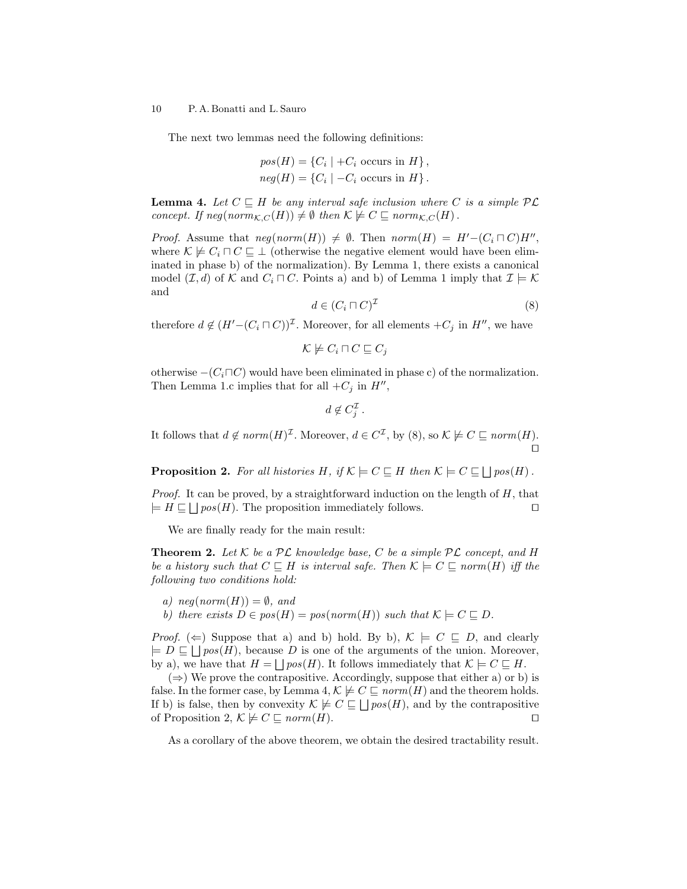The next two lemmas need the following definitions:

$$pos(H) = \{C_i \mid +C_i \text{ occurs in } H\}\,,$$
$$neg(H) = \{C_i \mid -C_i \text{ occurs in } H\}\,.$$

**Lemma 4.** *Let $C \sqsubseteq H$ be any interval safe inclusion where $C$ is a simple $\mathcal{PL}$ concept. If $neg(norm_{\mathcal{K},C}(H)) \neq \emptyset$ then $\mathcal{K} \not\models C \sqsubseteq norm_{\mathcal{K},C}(H)$.*

*Proof.* Assume that $neg(norm(H)) \neq \emptyset$. Then $norm(H) = H'{-}(C_i \sqcap C)H''$, where $\mathcal{K} \not\models C_i \sqcap C \sqsubseteq \bot$ (otherwise the negative element would have been eliminated in phase b) of the normalization). By Lemma 1, there exists a canonical model $(\mathcal{I}, d)$ of $\mathcal{K}$ and $C_i \sqcap C$. Points a) and b) of Lemma 1 imply that $\mathcal{I} \models \mathcal{K}$ and

$$d \in (C_i \sqcap C)^{\mathcal{I}} \tag{8}$$

therefore $d \notin (H'{-}(C_i \sqcap C))^{\mathcal{I}}$. Moreover, for all elements $+C_j$ in $H''$, we have

$$\mathcal{K} \not\models C_i \sqcap C \sqsubseteq C_j$$

otherwise $-(C_i \sqcap C)$ would have been eliminated in phase c) of the normalization. Then Lemma 1.c implies that for all $+C_j$ in $H''$,

$$d \notin C_j^{\mathcal{I}}\,.$$

It follows that $d \notin norm(H)^{\mathcal{I}}$. Moreover, $d \in C^{\mathcal{I}}$, by (8), so $\mathcal{K} \not\models C \sqsubseteq norm(H)$. $\square$

**Proposition 2.** *For all histories $H$, if $\mathcal{K} \models C \sqsubseteq H$ then $\mathcal{K} \models C \sqsubseteq \bigsqcup pos(H)$.*

*Proof.* It can be proved, by a straightforward induction on the length of $H$, that $\models H \sqsubseteq \bigsqcup pos(H)$. The proposition immediately follows. $\square$

We are finally ready for the main result:

**Theorem 2.** *Let $\mathcal{K}$ be a $\mathcal{PL}$ knowledge base, $C$ be a simple $\mathcal{PL}$ concept, and $H$ be a history such that $C \sqsubseteq H$ is interval safe. Then $\mathcal{K} \models C \sqsubseteq norm(H)$ iff the following two conditions hold:*

*a) $neg(norm(H)) = \emptyset$, and*
*b) there exists $D \in pos(H) = pos(norm(H))$ such that $\mathcal{K} \models C \sqsubseteq D$.*

*Proof.* ($\Leftarrow$) Suppose that a) and b) hold. By b), $\mathcal{K} \models C \sqsubseteq D$, and clearly $\models D \sqsubseteq \bigsqcup pos(H)$, because $D$ is one of the arguments of the union. Moreover, by a), we have that $H = \bigsqcup pos(H)$. It follows immediately that $\mathcal{K} \models C \sqsubseteq H$.

($\Rightarrow$) We prove the contrapositive. Accordingly, suppose that either a) or b) is false. In the former case, by Lemma 4, $\mathcal{K} \not\models C \sqsubseteq norm(H)$ and the theorem holds. If b) is false, then by convexity $\mathcal{K} \not\models C \sqsubseteq \bigsqcup pos(H)$, and by the contrapositive of Proposition 2, $\mathcal{K} \not\models C \sqsubseteq norm(H)$. $\square$

As a corollary of the above theorem, we obtain the desired tractability result.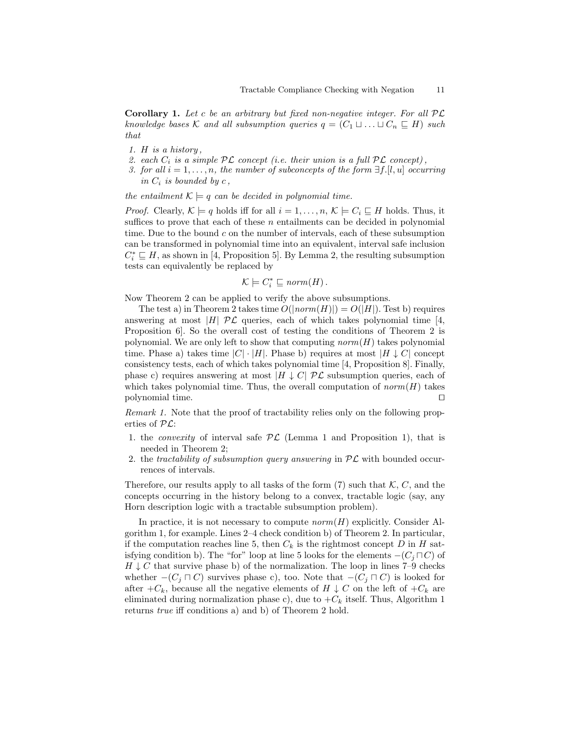**Corollary 1.** *Let $c$ be an arbitrary but fixed non-negative integer. For all $\mathcal{PL}$ knowledge bases $\mathcal{K}$ and all subsumption queries $q = (C_1 \sqcup \ldots \sqcup C_n \sqsubseteq H)$ such that*

1. *$H$ is a history ,*
2. *each $C_i$ is a simple $\mathcal{PL}$ concept (i.e. their union is a full $\mathcal{PL}$ concept) ,*
3. *for all $i = 1, \ldots, n$, the number of subconcepts of the form $\exists f.[l, u]$ occurring in $C_i$ is bounded by $c$ ,*

*the entailment $\mathcal{K} \models q$ can be decided in polynomial time.*

*Proof.* Clearly, $\mathcal{K} \models q$ holds iff for all $i = 1, \ldots, n$, $\mathcal{K} \models C_i \sqsubseteq H$ holds. Thus, it suffices to prove that each of these $n$ entailments can be decided in polynomial time. Due to the bound $c$ on the number of intervals, each of these subsumption can be transformed in polynomial time into an equivalent, interval safe inclusion $C_i^* \sqsubseteq H$, as shown in [4, Proposition 5]. By Lemma 2, the resulting subsumption tests can equivalently be replaced by

$$\mathcal{K} \models C_i^* \sqsubseteq \mathit{norm}(H)\,.$$

Now Theorem 2 can be applied to verify the above subsumptions.

The test a) in Theorem 2 takes time $O(|\mathit{norm}(H)|) = O(|H|)$. Test b) requires answering at most $|H|$ $\mathcal{PL}$ queries, each of which takes polynomial time [4, Proposition 6]. So the overall cost of testing the conditions of Theorem 2 is polynomial. We are only left to show that computing $\mathit{norm}(H)$ takes polynomial time. Phase a) takes time $|C| \cdot |H|$. Phase b) requires at most $|H \downarrow C|$ concept consistency tests, each of which takes polynomial time [4, Proposition 8]. Finally, phase c) requires answering at most $|H \downarrow C|$ $\mathcal{PL}$ subsumption queries, each of which takes polynomial time. Thus, the overall computation of $\mathit{norm}(H)$ takes polynomial time. ◻

*Remark 1.* Note that the proof of tractability relies only on the following properties of $\mathcal{PL}$:

1. the *convexity* of interval safe $\mathcal{PL}$ (Lemma 1 and Proposition 1), that is needed in Theorem 2;
2. the *tractability of subsumption query answering* in $\mathcal{PL}$ with bounded occurrences of intervals.

Therefore, our results apply to all tasks of the form (7) such that $\mathcal{K}$, $C$, and the concepts occurring in the history belong to a convex, tractable logic (say, any Horn description logic with a tractable subsumption problem).

In practice, it is not necessary to compute $\mathit{norm}(H)$ explicitly. Consider Algorithm 1, for example. Lines 2–4 check condition b) of Theorem 2. In particular, if the computation reaches line 5, then $C_k$ is the rightmost concept $D$ in $H$ satisfying condition b). The "for" loop at line 5 looks for the elements $-(C_j \sqcap C)$ of $H \downarrow C$ that survive phase b) of the normalization. The loop in lines 7–9 checks whether $-(C_j \sqcap C)$ survives phase c), too. Note that $-(C_j \sqcap C)$ is looked for after $+C_k$, because all the negative elements of $H \downarrow C$ on the left of $+C_k$ are eliminated during normalization phase c), due to $+C_k$ itself. Thus, Algorithm 1 returns *true* iff conditions a) and b) of Theorem 2 hold.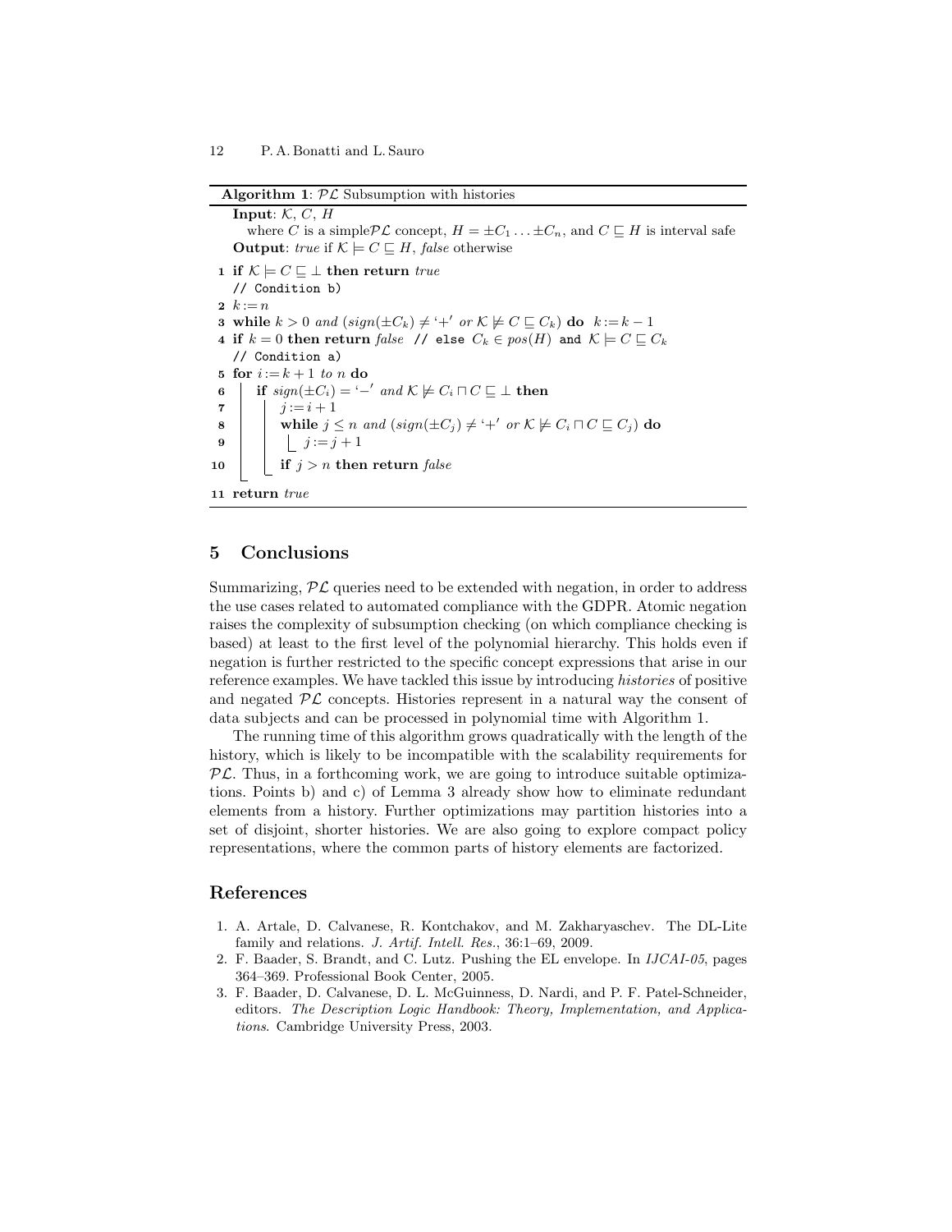**Algorithm 1**: $\mathcal{PL}$ Subsumption with histories

**Input**: $\mathcal{K}$, $C$, $H$
where $C$ is a simple$\mathcal{PL}$ concept, $H = \pm C_1 \dots \pm C_n$, and $C \sqsubseteq H$ is interval safe
**Output**: *true* if $\mathcal{K} \models C \sqsubseteq H$, *false* otherwise

```
1  if K ⊨ C ⊑ ⊥ then return true
   // Condition b)
2  k := n
3  while k > 0 and (sign(±C_k) ≠ '+' or K ⊭ C ⊑ C_k) do  k := k − 1
4  if k = 0 then return false  // else C_k ∈ pos(H) and K ⊨ C ⊑ C_k
   // Condition a)
5  for i := k + 1 to n do
6      if sign(±C_i) = '−' and K ⊭ C_i ⊓ C ⊑ ⊥ then
7          j := i + 1
8          while j ≤ n and (sign(±C_j) ≠ '+' or K ⊭ C_i ⊓ C ⊑ C_j) do
9              j := j + 1
10         if j > n then return false
11 return true
```

## 5 Conclusions

Summarizing, $\mathcal{PL}$ queries need to be extended with negation, in order to address the use cases related to automated compliance with the GDPR. Atomic negation raises the complexity of subsumption checking (on which compliance checking is based) at least to the first level of the polynomial hierarchy. This holds even if negation is further restricted to the specific concept expressions that arise in our reference examples. We have tackled this issue by introducing *histories* of positive and negated $\mathcal{PL}$ concepts. Histories represent in a natural way the consent of data subjects and can be processed in polynomial time with Algorithm 1.

The running time of this algorithm grows quadratically with the length of the history, which is likely to be incompatible with the scalability requirements for $\mathcal{PL}$. Thus, in a forthcoming work, we are going to introduce suitable optimizations. Points b) and c) of Lemma 3 already show how to eliminate redundant elements from a history. Further optimizations may partition histories into a set of disjoint, shorter histories. We are also going to explore compact policy representations, where the common parts of history elements are factorized.

## References

1. A. Artale, D. Calvanese, R. Kontchakov, and M. Zakharyaschev. The DL-Lite family and relations. *J. Artif. Intell. Res.*, 36:1–69, 2009.
2. F. Baader, S. Brandt, and C. Lutz. Pushing the EL envelope. In *IJCAI-05*, pages 364–369. Professional Book Center, 2005.
3. F. Baader, D. Calvanese, D. L. McGuinness, D. Nardi, and P. F. Patel-Schneider, editors. *The Description Logic Handbook: Theory, Implementation, and Applications*. Cambridge University Press, 2003.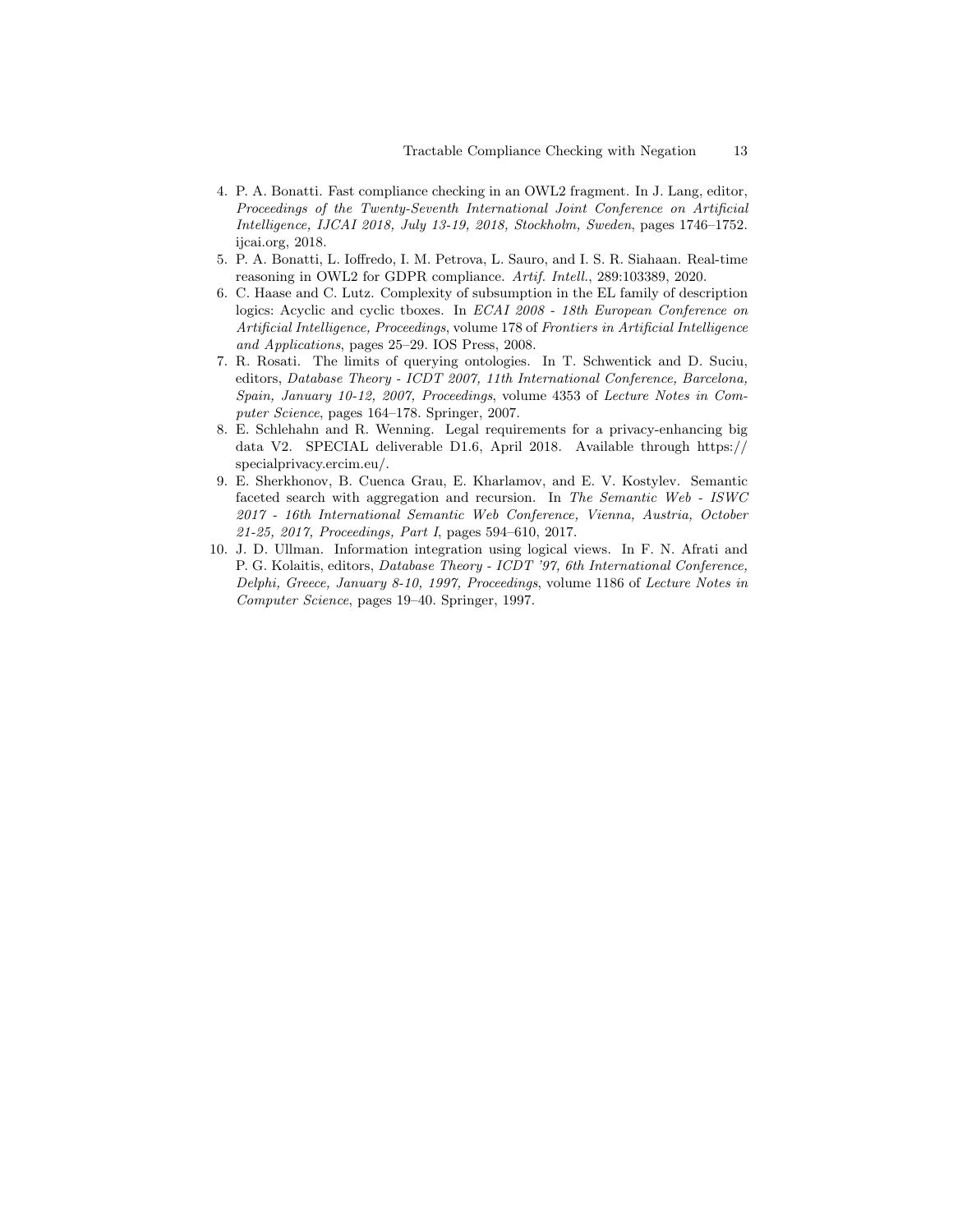4. P. A. Bonatti. Fast compliance checking in an OWL2 fragment. In J. Lang, editor, *Proceedings of the Twenty-Seventh International Joint Conference on Artificial Intelligence, IJCAI 2018, July 13-19, 2018, Stockholm, Sweden*, pages 1746–1752. ijcai.org, 2018.
5. P. A. Bonatti, L. Ioffredo, I. M. Petrova, L. Sauro, and I. S. R. Siahaan. Real-time reasoning in OWL2 for GDPR compliance. *Artif. Intell.*, 289:103389, 2020.
6. C. Haase and C. Lutz. Complexity of subsumption in the EL family of description logics: Acyclic and cyclic tboxes. In *ECAI 2008 - 18th European Conference on Artificial Intelligence, Proceedings*, volume 178 of *Frontiers in Artificial Intelligence and Applications*, pages 25–29. IOS Press, 2008.
7. R. Rosati. The limits of querying ontologies. In T. Schwentick and D. Suciu, editors, *Database Theory - ICDT 2007, 11th International Conference, Barcelona, Spain, January 10-12, 2007, Proceedings*, volume 4353 of *Lecture Notes in Computer Science*, pages 164–178. Springer, 2007.
8. E. Schlehahn and R. Wenning. Legal requirements for a privacy-enhancing big data V2. SPECIAL deliverable D1.6, April 2018. Available through https://specialprivacy.ercim.eu/.
9. E. Sherkhonov, B. Cuenca Grau, E. Kharlamov, and E. V. Kostylev. Semantic faceted search with aggregation and recursion. In *The Semantic Web - ISWC 2017 - 16th International Semantic Web Conference, Vienna, Austria, October 21-25, 2017, Proceedings, Part I*, pages 594–610, 2017.
10. J. D. Ullman. Information integration using logical views. In F. N. Afrati and P. G. Kolaitis, editors, *Database Theory - ICDT '97, 6th International Conference, Delphi, Greece, January 8-10, 1997, Proceedings*, volume 1186 of *Lecture Notes in Computer Science*, pages 19–40. Springer, 1997.